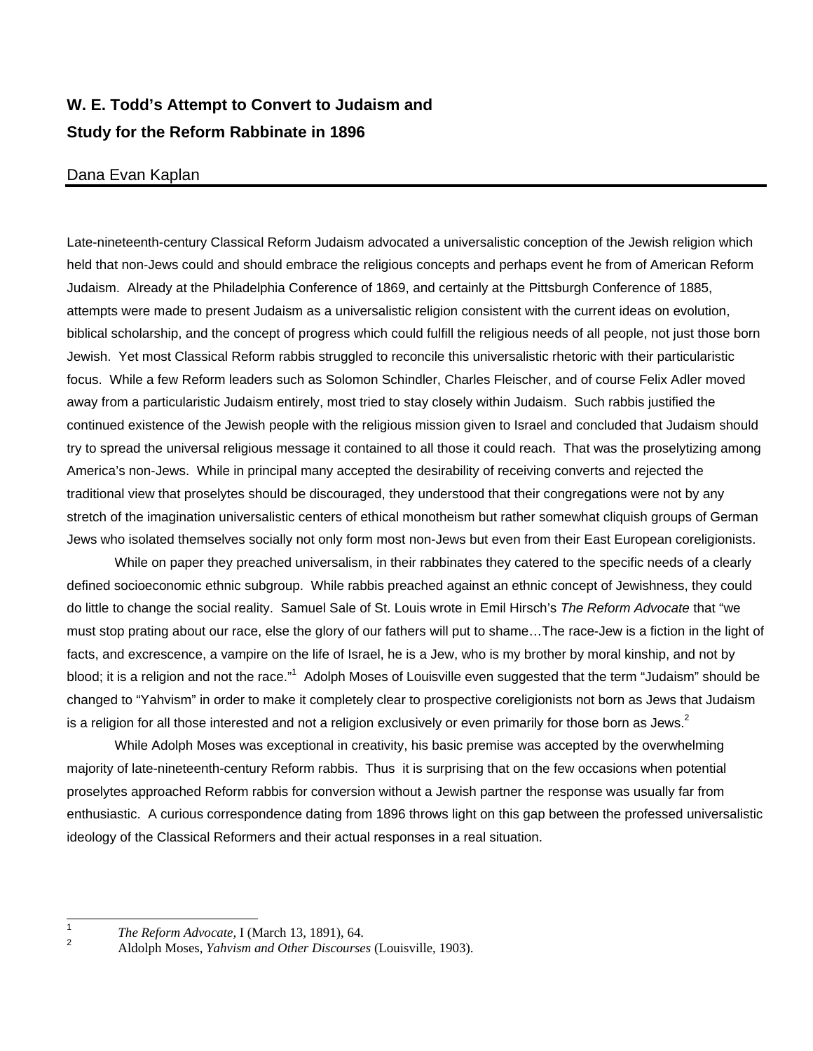# W. E. Todd's Attempt to Convert to Judaism and Study for the Reform Rabbinate in 1896

Dana Evan Kaplan

Late-nineteenth-century Classical Reform Judaism advocated a universalistic conception of the Jewish religion which held that non-Jews could and should embrace the religious concepts and perhaps event he from of American Reform Judaism. Already at the Philadelphia Conference of 1869, and certainly at the Pittsburgh Conference of 1885, attempts were made to present Judaism as a universalistic religion consistent with the current ideas on evolution, biblical scholarship, and the concept of progress which could fulfill the religious needs of all people, not just those born Jewish. Yet most Classical Reform rabbis struggled to reconcile this universalistic rhetoric with their particularistic focus. While a few Reform leaders such as Solomon Schindler, Charles Fleischer, and of course Felix Adler moved away from a particularistic Judaism entirely, most tried to stay closely within Judaism. Such rabbis justified the continued existence of the Jewish people with the religious mission given to Israel and concluded that Judaism should try to spread the universal religious message it contained to all those it could reach. That was the proselytizing among America's non-Jews. While in principal many accepted the desirability of receiving converts and rejected the traditional view that proselytes should be discouraged, they understood that their congregations were not by any stretch of the imagination universalistic centers of ethical monotheism but rather somewhat cliquish groups of German Jews who isolated themselves socially not only form most non-Jews but even from their East European coreligionists.

While on paper they preached universalism, in their rabbinates they catered to the specific needs of a clearly defined socioeconomic ethnic subgroup. While rabbis preached against an ethnic concept of Jewishness, they could do little to change the social reality. Samuel Sale of St. Louis wrote in Emil Hirsch's *The Reform Advocate* that "we must stop prating about our race, else the glory of our fathers will put to shame…The race-Jew is a fiction in the light of facts, and excrescence, a vampire on the life of Israel, he is a Jew, who is my brother by moral kinship, and not by blood; it is a religion and not the race."[1] Adolph Moses of Louisville even suggested that the term "Judaism" should be changed to "Yahvism" in order to make it completely clear to prospective coreligionists not born as Jews that Judaism is a religion for all those interested and not a religion exclusively or even primarily for those born as Jews.[2]

While Adolph Moses was exceptional in creativity, his basic premise was accepted by the overwhelming majority of late-nineteenth-century Reform rabbis. Thus it is surprising that on the few occasions when potential proselytes approached Reform rabbis for conversion without a Jewish partner the response was usually far from enthusiastic. A curious correspondence dating from 1896 throws light on this gap between the professed universalistic ideology of the Classical Reformers and their actual responses in a real situation.

---

[1] *The Reform Advocate*, I (March 13, 1891), 64.

[2] Aldolph Moses, *Yahvism and Other Discourses* (Louisville, 1903).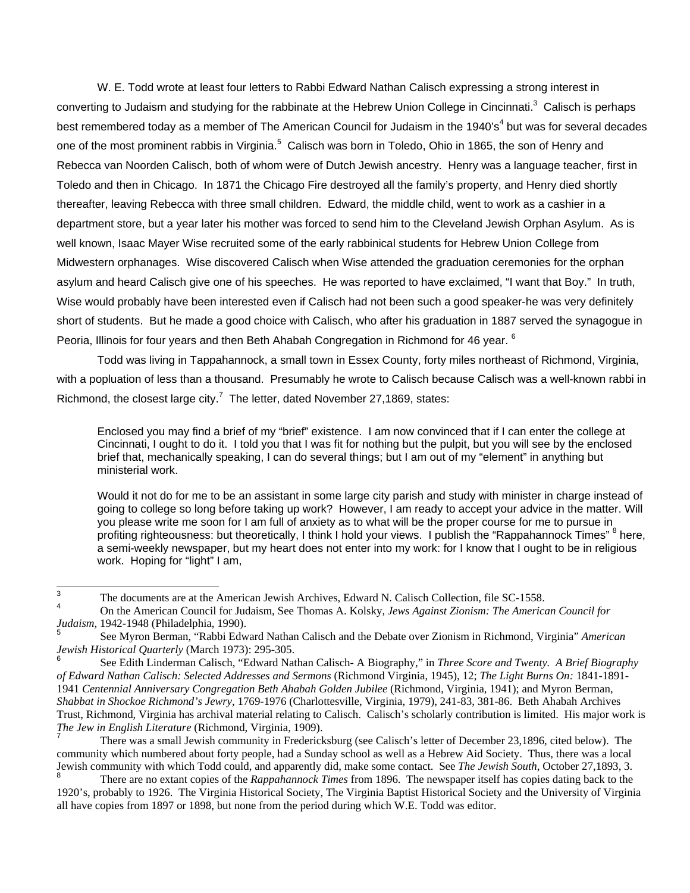W. E. Todd wrote at least four letters to Rabbi Edward Nathan Calisch expressing a strong interest in converting to Judaism and studying for the rabbinate at the Hebrew Union College in Cincinnati.[3] Calisch is perhaps best remembered today as a member of The American Council for Judaism in the 1940's[4] but was for several decades one of the most prominent rabbis in Virginia.[5] Calisch was born in Toledo, Ohio in 1865, the son of Henry and Rebecca van Noorden Calisch, both of whom were of Dutch Jewish ancestry. Henry was a language teacher, first in Toledo and then in Chicago. In 1871 the Chicago Fire destroyed all the family's property, and Henry died shortly thereafter, leaving Rebecca with three small children. Edward, the middle child, went to work as a cashier in a department store, but a year later his mother was forced to send him to the Cleveland Jewish Orphan Asylum. As is well known, Isaac Mayer Wise recruited some of the early rabbinical students for Hebrew Union College from Midwestern orphanages. Wise discovered Calisch when Wise attended the graduation ceremonies for the orphan asylum and heard Calisch give one of his speeches. He was reported to have exclaimed, "I want that Boy." In truth, Wise would probably have been interested even if Calisch had not been such a good speaker-he was very definitely short of students. But he made a good choice with Calisch, who after his graduation in 1887 served the synagogue in Peoria, Illinois for four years and then Beth Ahabah Congregation in Richmond for 46 year. [6]

Todd was living in Tappahannock, a small town in Essex County, forty miles northeast of Richmond, Virginia, with a popluation of less than a thousand. Presumably he wrote to Calisch because Calisch was a well-known rabbi in Richmond, the closest large city.[7] The letter, dated November 27,1869, states:

> Enclosed you may find a brief of my "brief" existence. I am now convinced that if I can enter the college at Cincinnati, I ought to do it. I told you that I was fit for nothing but the pulpit, but you will see by the enclosed brief that, mechanically speaking, I can do several things; but I am out of my "element" in anything but ministerial work.
>
> Would it not do for me to be an assistant in some large city parish and study with minister in charge instead of going to college so long before taking up work? However, I am ready to accept your advice in the matter. Will you please write me soon for I am full of anxiety as to what will be the proper course for me to pursue in profiting righteousness: but theoretically, I think I hold your views. I publish the "Rappahannock Times" [8] here, a semi-weekly newspaper, but my heart does not enter into my work: for I know that I ought to be in religious work. Hoping for "light" I am,

---

[3] The documents are at the American Jewish Archives, Edward N. Calisch Collection, file SC-1558.

[4] On the American Council for Judaism, See Thomas A. Kolsky, *Jews Against Zionism: The American Council for Judaism,* 1942-1948 (Philadelphia, 1990).

[5] See Myron Berman, "Rabbi Edward Nathan Calisch and the Debate over Zionism in Richmond, Virginia" *American Jewish Historical Quarterly* (March 1973): 295-305.

[6] See Edith Linderman Calisch, "Edward Nathan Calisch- A Biography," in *Three Score and Twenty. A Brief Biography of Edward Nathan Calisch: Selected Addresses and Sermons* (Richmond Virginia, 1945), 12; *The Light Burns On:* 1841-1891-1941 *Centennial Anniversary Congregation Beth Ahabah Golden Jubilee* (Richmond, Virginia, 1941); and Myron Berman, *Shabbat in Shockoe Richmond's Jewry,* 1769-1976 (Charlottesville, Virginia, 1979), 241-83, 381-86. Beth Ahabah Archives Trust, Richmond, Virginia has archival material relating to Calisch. Calisch's scholarly contribution is limited. His major work is *The Jew in English Literature* (Richmond, Virginia, 1909).

[7] There was a small Jewish community in Fredericksburg (see Calisch's letter of December 23,1896, cited below). The community which numbered about forty people, had a Sunday school as well as a Hebrew Aid Society. Thus, there was a local Jewish community with which Todd could, and apparently did, make some contact. See *The Jewish South*, October 27,1893, 3.

[8] There are no extant copies of the *Rappahannock Times* from 1896. The newspaper itself has copies dating back to the 1920's, probably to 1926. The Virginia Historical Society, The Virginia Baptist Historical Society and the University of Virginia all have copies from 1897 or 1898, but none from the period during which W.E. Todd was editor.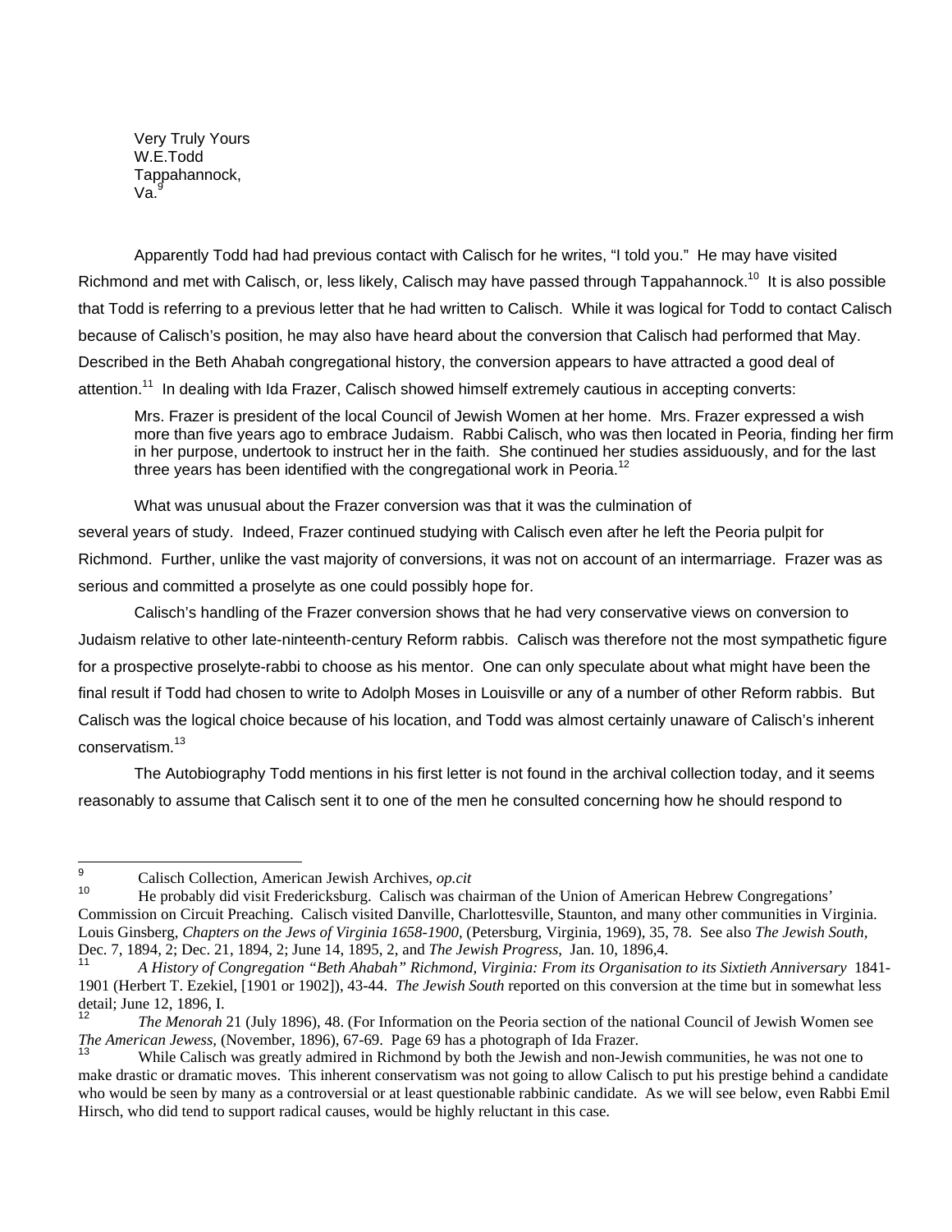Very Truly Yours
W.E.Todd
Tappahannock,
Va.[9]

Apparently Todd had had previous contact with Calisch for he writes, "I told you." He may have visited Richmond and met with Calisch, or, less likely, Calisch may have passed through Tappahannock.[10] It is also possible that Todd is referring to a previous letter that he had written to Calisch. While it was logical for Todd to contact Calisch because of Calisch's position, he may also have heard about the conversion that Calisch had performed that May. Described in the Beth Ahabah congregational history, the conversion appears to have attracted a good deal of attention.[11] In dealing with Ida Frazer, Calisch showed himself extremely cautious in accepting converts:

> Mrs. Frazer is president of the local Council of Jewish Women at her home. Mrs. Frazer expressed a wish more than five years ago to embrace Judaism. Rabbi Calisch, who was then located in Peoria, finding her firm in her purpose, undertook to instruct her in the faith. She continued her studies assiduously, and for the last three years has been identified with the congregational work in Peoria.[12]

What was unusual about the Frazer conversion was that it was the culmination of several years of study. Indeed, Frazer continued studying with Calisch even after he left the Peoria pulpit for Richmond. Further, unlike the vast majority of conversions, it was not on account of an intermarriage. Frazer was as serious and committed a proselyte as one could possibly hope for.

Calisch's handling of the Frazer conversion shows that he had very conservative views on conversion to Judaism relative to other late-nineteenth-century Reform rabbis. Calisch was therefore not the most sympathetic figure for a prospective proselyte-rabbi to choose as his mentor. One can only speculate about what might have been the final result if Todd had chosen to write to Adolph Moses in Louisville or any of a number of other Reform rabbis. But Calisch was the logical choice because of his location, and Todd was almost certainly unaware of Calisch's inherent conservatism.[13]

The Autobiography Todd mentions in his first letter is not found in the archival collection today, and it seems reasonably to assume that Calisch sent it to one of the men he consulted concerning how he should respond to

---

[9] Calisch Collection, American Jewish Archives, *op.cit*

[10] He probably did visit Fredericksburg. Calisch was chairman of the Union of American Hebrew Congregations' Commission on Circuit Preaching. Calisch visited Danville, Charlottesville, Staunton, and many other communities in Virginia. Louis Ginsberg, *Chapters on the Jews of Virginia 1658-1900,* (Petersburg, Virginia, 1969), 35, 78. See also *The Jewish South,* Dec. 7, 1894, 2; Dec. 21, 1894, 2; June 14, 1895, 2, and *The Jewish Progress,* Jan. 10, 1896,4.

[11] *A History of Congregation "Beth Ahabah" Richmond, Virginia: From its Organisation to its Sixtieth Anniversary* 1841-1901 (Herbert T. Ezekiel, [1901 or 1902]), 43-44. *The Jewish South* reported on this conversion at the time but in somewhat less detail; June 12, 1896, I.

[12] *The Menorah* 21 (July 1896), 48. (For Information on the Peoria section of the national Council of Jewish Women see *The American Jewess,* (November, 1896), 67-69. Page 69 has a photograph of Ida Frazer.

[13] While Calisch was greatly admired in Richmond by both the Jewish and non-Jewish communities, he was not one to make drastic or dramatic moves. This inherent conservatism was not going to allow Calisch to put his prestige behind a candidate who would be seen by many as a controversial or at least questionable rabbinic candidate. As we will see below, even Rabbi Emil Hirsch, who did tend to support radical causes, would be highly reluctant in this case.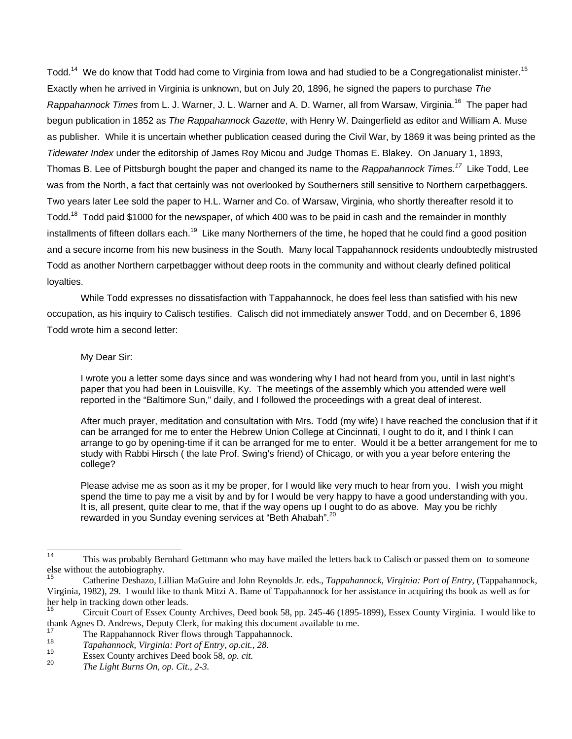Todd.[14] We do know that Todd had come to Virginia from Iowa and had studied to be a Congregationalist minister.[15] Exactly when he arrived in Virginia is unknown, but on July 20, 1896, he signed the papers to purchase *The Rappahannock Times* from L. J. Warner, J. L. Warner and A. D. Warner, all from Warsaw, Virginia.[16] The paper had begun publication in 1852 as *The Rappahannock Gazette*, with Henry W. Daingerfield as editor and William A. Muse as publisher. While it is uncertain whether publication ceased during the Civil War, by 1869 it was being printed as the *Tidewater Index* under the editorship of James Roy Micou and Judge Thomas E. Blakey. On January 1, 1893, Thomas B. Lee of Pittsburgh bought the paper and changed its name to the *Rappahannock Times.*[17] Like Todd, Lee was from the North, a fact that certainly was not overlooked by Southerners still sensitive to Northern carpetbaggers. Two years later Lee sold the paper to H.L. Warner and Co. of Warsaw, Virginia, who shortly thereafter resold it to Todd.[18] Todd paid $1000 for the newspaper, of which 400 was to be paid in cash and the remainder in monthly installments of fifteen dollars each.[19] Like many Northerners of the time, he hoped that he could find a good position and a secure income from his new business in the South. Many local Tappahannock residents undoubtedly mistrusted Todd as another Northern carpetbagger without deep roots in the community and without clearly defined political loyalties.

While Todd expresses no dissatisfaction with Tappahannock, he does feel less than satisfied with his new occupation, as his inquiry to Calisch testifies. Calisch did not immediately answer Todd, and on December 6, 1896 Todd wrote him a second letter:

> My Dear Sir:
>
> I wrote you a letter some days since and was wondering why I had not heard from you, until in last night's paper that you had been in Louisville, Ky. The meetings of the assembly which you attended were well reported in the "Baltimore Sun," daily, and I followed the proceedings with a great deal of interest.
>
> After much prayer, meditation and consultation with Mrs. Todd (my wife) I have reached the conclusion that if it can be arranged for me to enter the Hebrew Union College at Cincinnati, I ought to do it, and I think I can arrange to go by opening-time if it can be arranged for me to enter. Would it be a better arrangement for me to study with Rabbi Hirsch ( the late Prof. Swing's friend) of Chicago, or with you a year before entering the college?
>
> Please advise me as soon as it my be proper, for I would like very much to hear from you. I wish you might spend the time to pay me a visit by and by for I would be very happy to have a good understanding with you. It is, all present, quite clear to me, that if the way opens up I ought to do as above. May you be richly rewarded in you Sunday evening services at "Beth Ahabah".[20]

---

[14] This was probably Bernhard Gettmann who may have mailed the letters back to Calisch or passed them on to someone else without the autobiography.

[15] Catherine Deshazo, Lillian MaGuire and John Reynolds Jr. eds., *Tappahannock, Virginia: Port of Entry,* (Tappahannock, Virginia, 1982), 29. I would like to thank Mitzi A. Bame of Tappahannock for her assistance in acquiring ths book as well as for her help in tracking down other leads.

[16] Circuit Court of Essex County Archives, Deed book 58, pp. 245-46 (1895-1899), Essex County Virginia. I would like to thank Agnes D. Andrews, Deputy Clerk, for making this document available to me.

[17] The Rappahannock River flows through Tappahannock.

[18] *Tapahannock, Virginia: Port of Entry, op.cit., 28.*

[19] Essex County archives Deed book 58, *op. cit.*

[20] *The Light Burns On, op. Cit., 2-3.*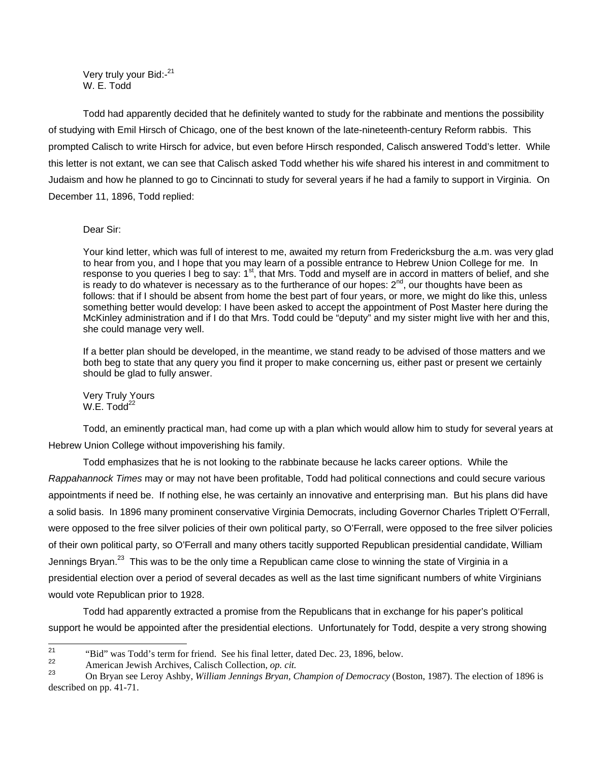Very truly your Bid:-[21]
W. E. Todd

Todd had apparently decided that he definitely wanted to study for the rabbinate and mentions the possibility of studying with Emil Hirsch of Chicago, one of the best known of the late-nineteenth-century Reform rabbis. This prompted Calisch to write Hirsch for advice, but even before Hirsch responded, Calisch answered Todd's letter. While this letter is not extant, we can see that Calisch asked Todd whether his wife shared his interest in and commitment to Judaism and how he planned to go to Cincinnati to study for several years if he had a family to support in Virginia. On December 11, 1896, Todd replied:

> Dear Sir:
>
> Your kind letter, which was full of interest to me, awaited my return from Fredericksburg the a.m. was very glad to hear from you, and I hope that you may learn of a possible entrance to Hebrew Union College for me. In response to you queries I beg to say: 1st, that Mrs. Todd and myself are in accord in matters of belief, and she is ready to do whatever is necessary as to the furtherance of our hopes: 2nd, our thoughts have been as follows: that if I should be absent from home the best part of four years, or more, we might do like this, unless something better would develop: I have been asked to accept the appointment of Post Master here during the McKinley administration and if I do that Mrs. Todd could be "deputy" and my sister might live with her and this, she could manage very well.
>
> If a better plan should be developed, in the meantime, we stand ready to be advised of those matters and we both beg to state that any query you find it proper to make concerning us, either past or present we certainly should be glad to fully answer.
>
> Very Truly Yours
> W.E. Todd[22]

Todd, an eminently practical man, had come up with a plan which would allow him to study for several years at Hebrew Union College without impoverishing his family.

Todd emphasizes that he is not looking to the rabbinate because he lacks career options. While the *Rappahannock Times* may or may not have been profitable, Todd had political connections and could secure various appointments if need be. If nothing else, he was certainly an innovative and enterprising man. But his plans did have a solid basis. In 1896 many prominent conservative Virginia Democrats, including Governor Charles Triplett O'Ferrall, were opposed to the free silver policies of their own political party, so O'Ferrall, were opposed to the free silver policies of their own political party, so O'Ferrall and many others tacitly supported Republican presidential candidate, William Jennings Bryan.[23] This was to be the only time a Republican came close to winning the state of Virginia in a presidential election over a period of several decades as well as the last time significant numbers of white Virginians would vote Republican prior to 1928.

Todd had apparently extracted a promise from the Republicans that in exchange for his paper's political support he would be appointed after the presidential elections. Unfortunately for Todd, despite a very strong showing

---

[21] "Bid" was Todd's term for friend. See his final letter, dated Dec. 23, 1896, below.

[22] American Jewish Archives, Calisch Collection, *op. cit.*

[23] On Bryan see Leroy Ashby, *William Jennings Bryan, Champion of Democracy* (Boston, 1987). The election of 1896 is described on pp. 41-71.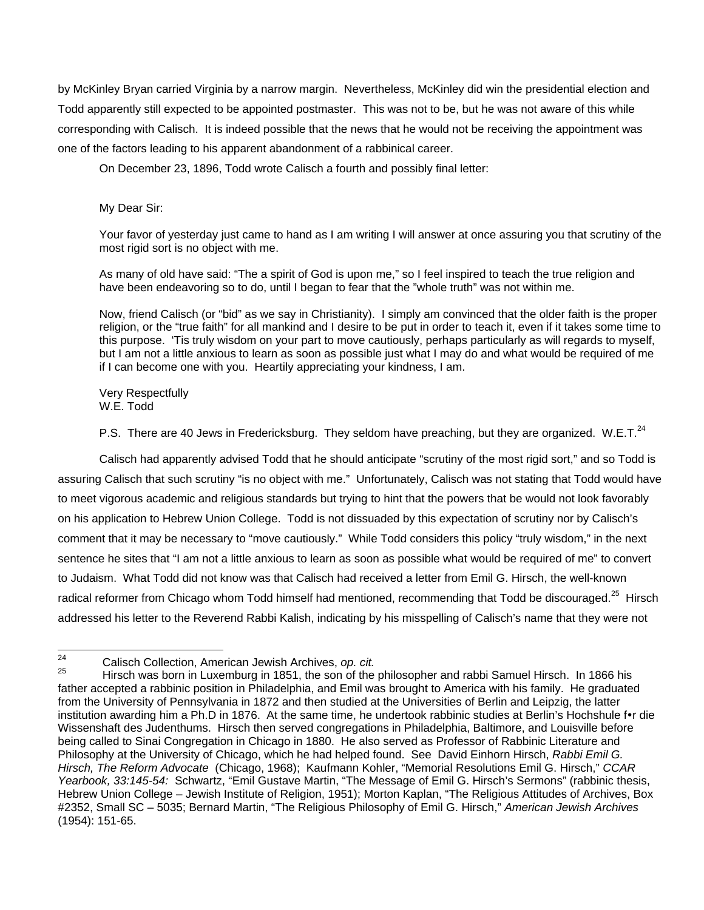by McKinley Bryan carried Virginia by a narrow margin. Nevertheless, McKinley did win the presidential election and Todd apparently still expected to be appointed postmaster. This was not to be, but he was not aware of this while corresponding with Calisch. It is indeed possible that the news that he would not be receiving the appointment was one of the factors leading to his apparent abandonment of a rabbinical career.

On December 23, 1896, Todd wrote Calisch a fourth and possibly final letter:

> My Dear Sir:
>
> Your favor of yesterday just came to hand as I am writing I will answer at once assuring you that scrutiny of the most rigid sort is no object with me.
>
> As many of old have said: "The a spirit of God is upon me," so I feel inspired to teach the true religion and have been endeavoring so to do, until I began to fear that the "whole truth" was not within me.
>
> Now, friend Calisch (or "bid" as we say in Christianity). I simply am convinced that the older faith is the proper religion, or the "true faith" for all mankind and I desire to be put in order to teach it, even if it takes some time to this purpose. 'Tis truly wisdom on your part to move cautiously, perhaps particularly as will regards to myself, but I am not a little anxious to learn as soon as possible just what I may do and what would be required of me if I can become one with you. Heartily appreciating your kindness, I am.
>
> Very Respectfully
> W.E. Todd
>
> P.S. There are 40 Jews in Fredericksburg. They seldom have preaching, but they are organized. W.E.T.[24]

Calisch had apparently advised Todd that he should anticipate "scrutiny of the most rigid sort," and so Todd is assuring Calisch that such scrutiny "is no object with me." Unfortunately, Calisch was not stating that Todd would have to meet vigorous academic and religious standards but trying to hint that the powers that be would not look favorably on his application to Hebrew Union College. Todd is not dissuaded by this expectation of scrutiny nor by Calisch's comment that it may be necessary to "move cautiously." While Todd considers this policy "truly wisdom," in the next sentence he sites that "I am not a little anxious to learn as soon as possible what would be required of me" to convert to Judaism. What Todd did not know was that Calisch had received a letter from Emil G. Hirsch, the well-known radical reformer from Chicago whom Todd himself had mentioned, recommending that Todd be discouraged.[25] Hirsch addressed his letter to the Reverend Rabbi Kalish, indicating by his misspelling of Calisch's name that they were not

---

[24] Calisch Collection, American Jewish Archives, *op. cit.*

[25] Hirsch was born in Luxemburg in 1851, the son of the philosopher and rabbi Samuel Hirsch. In 1866 his father accepted a rabbinic position in Philadelphia, and Emil was brought to America with his family. He graduated from the University of Pennsylvania in 1872 and then studied at the Universities of Berlin and Leipzig, the latter institution awarding him a Ph.D in 1876. At the same time, he undertook rabbinic studies at Berlin's Hochshule f•r die Wissenshaft des Judenthums. Hirsch then served congregations in Philadelphia, Baltimore, and Louisville before being called to Sinai Congregation in Chicago in 1880. He also served as Professor of Rabbinic Literature and Philosophy at the University of Chicago, which he had helped found. See David Einhorn Hirsch, *Rabbi Emil G. Hirsch, The Reform Advocate* (Chicago, 1968); Kaufmann Kohler, "Memorial Resolutions Emil G. Hirsch," *CCAR Yearbook, 33:145-54:* Schwartz, "Emil Gustave Martin, "The Message of Emil G. Hirsch's Sermons" (rabbinic thesis, Hebrew Union College – Jewish Institute of Religion, 1951); Morton Kaplan, "The Religious Attitudes of Archives, Box #2352, Small SC – 5035; Bernard Martin, "The Religious Philosophy of Emil G. Hirsch," *American Jewish Archives* (1954): 151-65.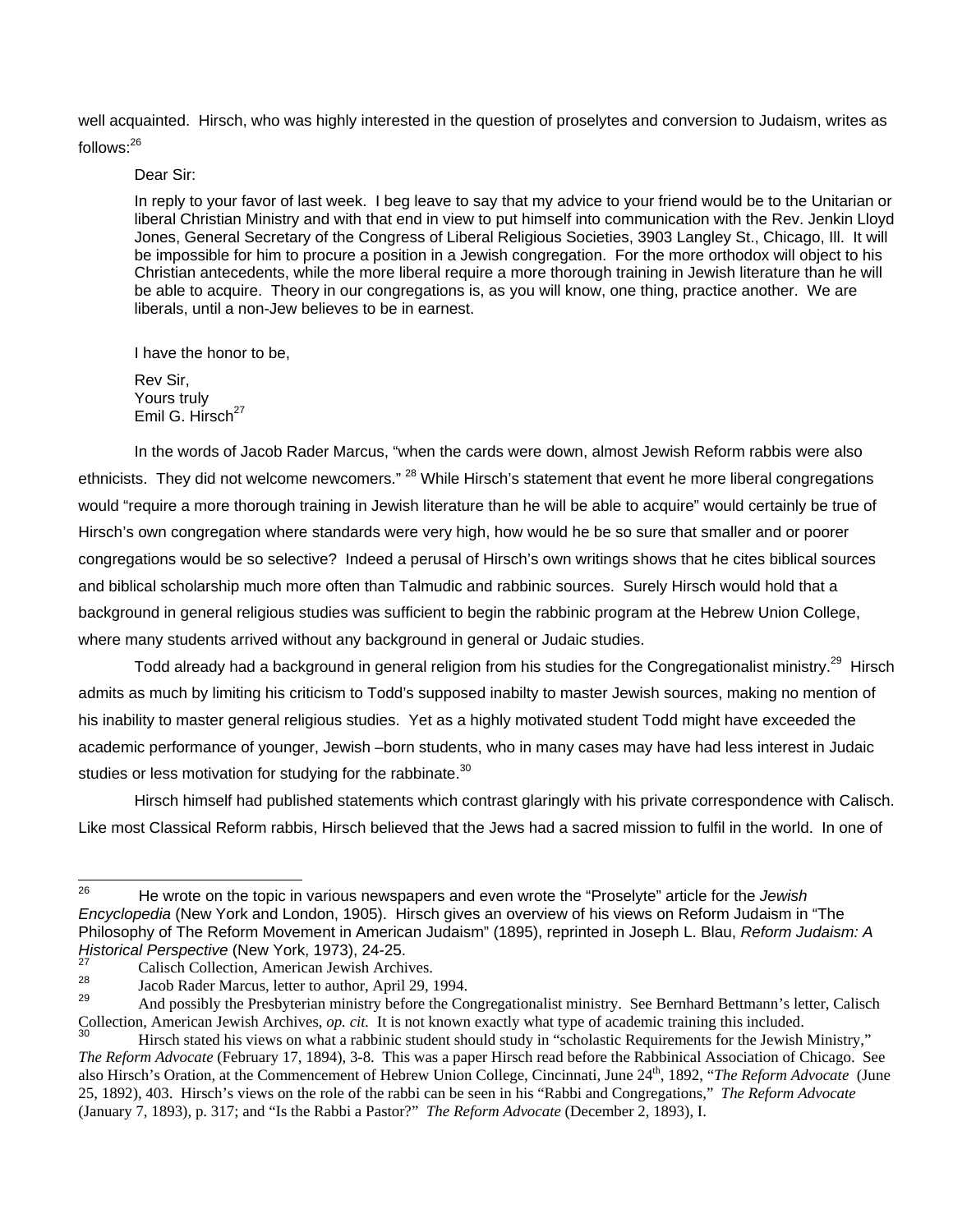well acquainted. Hirsch, who was highly interested in the question of proselytes and conversion to Judaism, writes as follows:[26]

> Dear Sir:
>
> In reply to your favor of last week. I beg leave to say that my advice to your friend would be to the Unitarian or liberal Christian Ministry and with that end in view to put himself into communication with the Rev. Jenkin Lloyd Jones, General Secretary of the Congress of Liberal Religious Societies, 3903 Langley St., Chicago, Ill. It will be impossible for him to procure a position in a Jewish congregation. For the more orthodox will object to his Christian antecedents, while the more liberal require a more thorough training in Jewish literature than he will be able to acquire. Theory in our congregations is, as you will know, one thing, practice another. We are liberals, until a non-Jew believes to be in earnest.
>
> I have the honor to be,
>
> Rev Sir,
> Yours truly
> Emil G. Hirsch[27]

In the words of Jacob Rader Marcus, "when the cards were down, almost Jewish Reform rabbis were also ethnicists. They did not welcome newcomers." [28] While Hirsch's statement that event he more liberal congregations would "require a more thorough training in Jewish literature than he will be able to acquire" would certainly be true of Hirsch's own congregation where standards were very high, how would he be so sure that smaller and or poorer congregations would be so selective? Indeed a perusal of Hirsch's own writings shows that he cites biblical sources and biblical scholarship much more often than Talmudic and rabbinic sources. Surely Hirsch would hold that a background in general religious studies was sufficient to begin the rabbinic program at the Hebrew Union College, where many students arrived without any background in general or Judaic studies.

Todd already had a background in general religion from his studies for the Congregationalist ministry.[29] Hirsch admits as much by limiting his criticism to Todd's supposed inabilty to master Jewish sources, making no mention of his inability to master general religious studies. Yet as a highly motivated student Todd might have exceeded the academic performance of younger, Jewish –born students, who in many cases may have had less interest in Judaic studies or less motivation for studying for the rabbinate.[30]

Hirsch himself had published statements which contrast glaringly with his private correspondence with Calisch. Like most Classical Reform rabbis, Hirsch believed that the Jews had a sacred mission to fulfil in the world. In one of

---

[26] He wrote on the topic in various newspapers and even wrote the "Proselyte" article for the *Jewish Encyclopedia* (New York and London, 1905). Hirsch gives an overview of his views on Reform Judaism in "The Philosophy of The Reform Movement in American Judaism" (1895), reprinted in Joseph L. Blau, *Reform Judaism: A Historical Perspective* (New York, 1973), 24-25.

[27] Calisch Collection, American Jewish Archives.

[28] Jacob Rader Marcus, letter to author, April 29, 1994.

[29] And possibly the Presbyterian ministry before the Congregationalist ministry. See Bernhard Bettmann's letter, Calisch Collection, American Jewish Archives, *op. cit.* It is not known exactly what type of academic training this included.

[30] Hirsch stated his views on what a rabbinic student should study in "scholastic Requirements for the Jewish Ministry," *The Reform Advocate* (February 17, 1894), 3-8. This was a paper Hirsch read before the Rabbinical Association of Chicago. See also Hirsch's Oration, at the Commencement of Hebrew Union College, Cincinnati, June 24th, 1892, "*The Reform Advocate* (June 25, 1892), 403. Hirsch's views on the role of the rabbi can be seen in his "Rabbi and Congregations," *The Reform Advocate* (January 7, 1893), p. 317; and "Is the Rabbi a Pastor?" *The Reform Advocate* (December 2, 1893), I.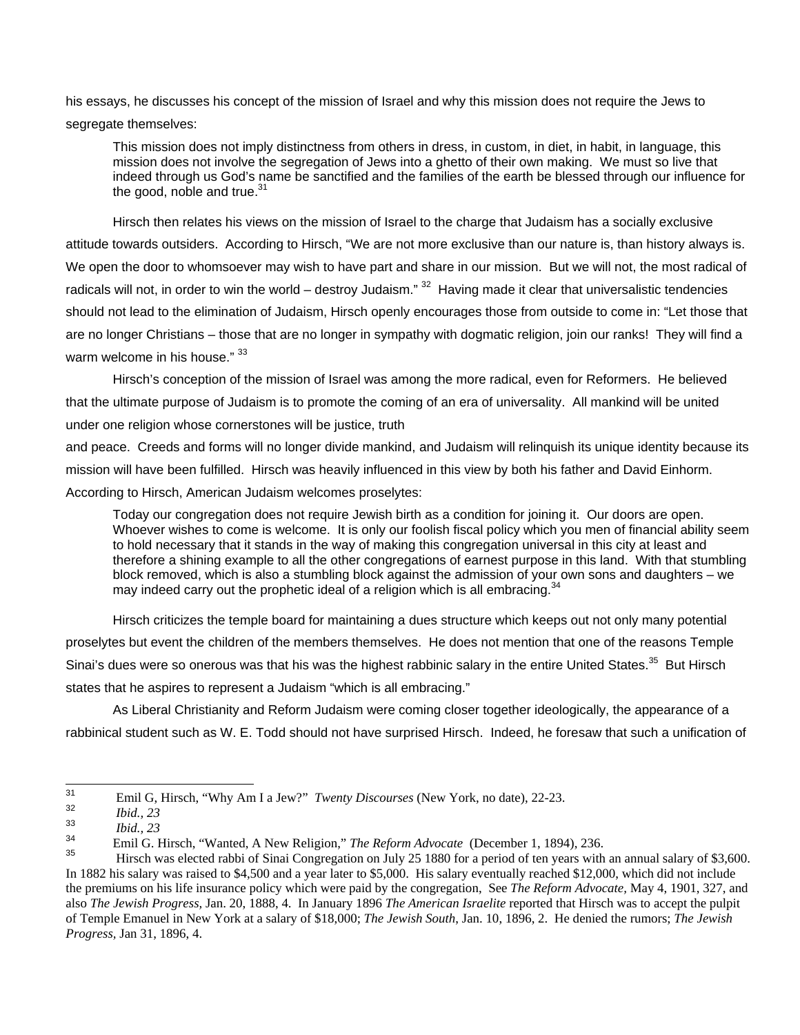his essays, he discusses his concept of the mission of Israel and why this mission does not require the Jews to segregate themselves:

> This mission does not imply distinctness from others in dress, in custom, in diet, in habit, in language, this mission does not involve the segregation of Jews into a ghetto of their own making. We must so live that indeed through us God's name be sanctified and the families of the earth be blessed through our influence for the good, noble and true.[31]

Hirsch then relates his views on the mission of Israel to the charge that Judaism has a socially exclusive attitude towards outsiders. According to Hirsch, "We are not more exclusive than our nature is, than history always is. We open the door to whomsoever may wish to have part and share in our mission. But we will not, the most radical of radicals will not, in order to win the world – destroy Judaism." [32] Having made it clear that universalistic tendencies should not lead to the elimination of Judaism, Hirsch openly encourages those from outside to come in: "Let those that are no longer Christians – those that are no longer in sympathy with dogmatic religion, join our ranks! They will find a warm welcome in his house." [33]

Hirsch's conception of the mission of Israel was among the more radical, even for Reformers. He believed that the ultimate purpose of Judaism is to promote the coming of an era of universality. All mankind will be united under one religion whose cornerstones will be justice, truth and peace. Creeds and forms will no longer divide mankind, and Judaism will relinquish its unique identity because its mission will have been fulfilled. Hirsch was heavily influenced in this view by both his father and David Einhorn. According to Hirsch, American Judaism welcomes proselytes:

> Today our congregation does not require Jewish birth as a condition for joining it. Our doors are open. Whoever wishes to come is welcome. It is only our foolish fiscal policy which you men of financial ability seem to hold necessary that it stands in the way of making this congregation universal in this city at least and therefore a shining example to all the other congregations of earnest purpose in this land. With that stumbling block removed, which is also a stumbling block against the admission of your own sons and daughters – we may indeed carry out the prophetic ideal of a religion which is all embracing.[34]

Hirsch criticizes the temple board for maintaining a dues structure which keeps out not only many potential proselytes but event the children of the members themselves. He does not mention that one of the reasons Temple Sinai's dues were so onerous was that his was the highest rabbinic salary in the entire United States.[35] But Hirsch states that he aspires to represent a Judaism "which is all embracing."

As Liberal Christianity and Reform Judaism were coming closer together ideologically, the appearance of a rabbinical student such as W. E. Todd should not have surprised Hirsch. Indeed, he foresaw that such a unification of

---

[31] Emil G, Hirsch, "Why Am I a Jew?" *Twenty Discourses* (New York, no date), 22-23.

[32] *Ibid., 23*

[33] *Ibid., 23*

[34] Emil G. Hirsch, "Wanted, A New Religion," *The Reform Advocate* (December 1, 1894), 236.

[35] Hirsch was elected rabbi of Sinai Congregation on July 25 1880 for a period of ten years with an annual salary of $3,600. In 1882 his salary was raised to $4,500 and a year later to $5,000. His salary eventually reached $12,000, which did not include the premiums on his life insurance policy which were paid by the congregation, See *The Reform Advocate,* May 4, 1901, 327, and also *The Jewish Progress*, Jan. 20, 1888, 4. In January 1896 *The American Israelite* reported that Hirsch was to accept the pulpit of Temple Emanuel in New York at a salary of $18,000; *The Jewish South*, Jan. 10, 1896, 2. He denied the rumors; *The Jewish Progress*, Jan 31, 1896, 4.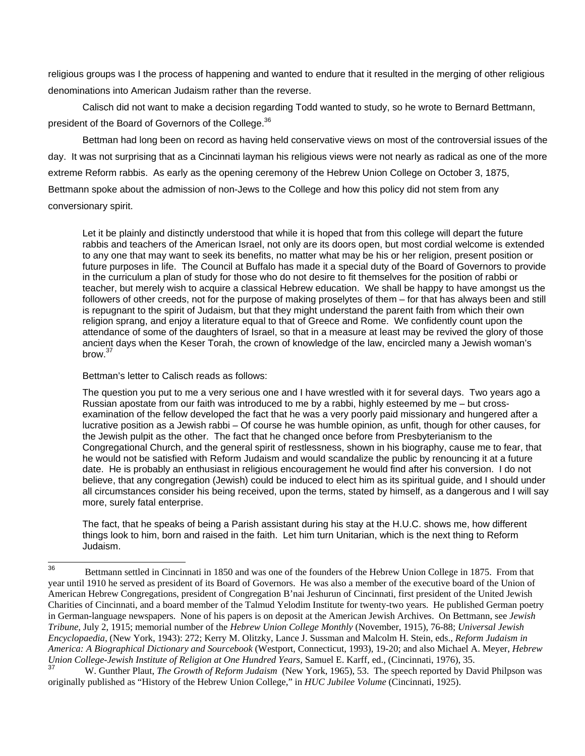religious groups was I the process of happening and wanted to endure that it resulted in the merging of other religious denominations into American Judaism rather than the reverse.

Calisch did not want to make a decision regarding Todd wanted to study, so he wrote to Bernard Bettmann, president of the Board of Governors of the College.[36]

Bettman had long been on record as having held conservative views on most of the controversial issues of the day. It was not surprising that as a Cincinnati layman his religious views were not nearly as radical as one of the more extreme Reform rabbis. As early as the opening ceremony of the Hebrew Union College on October 3, 1875, Bettmann spoke about the admission of non-Jews to the College and how this policy did not stem from any conversionary spirit.

> Let it be plainly and distinctly understood that while it is hoped that from this college will depart the future rabbis and teachers of the American Israel, not only are its doors open, but most cordial welcome is extended to any one that may want to seek its benefits, no matter what may be his or her religion, present position or future purposes in life. The Council at Buffalo has made it a special duty of the Board of Governors to provide in the curriculum a plan of study for those who do not desire to fit themselves for the position of rabbi or teacher, but merely wish to acquire a classical Hebrew education. We shall be happy to have amongst us the followers of other creeds, not for the purpose of making proselytes of them – for that has always been and still is repugnant to the spirit of Judaism, but that they might understand the parent faith from which their own religion sprang, and enjoy a literature equal to that of Greece and Rome. We confidently count upon the attendance of some of the daughters of Israel, so that in a measure at least may be revived the glory of those ancient days when the Keser Torah, the crown of knowledge of the law, encircled many a Jewish woman's brow.[37]

Bettman's letter to Calisch reads as follows:

> The question you put to me a very serious one and I have wrestled with it for several days. Two years ago a Russian apostate from our faith was introduced to me by a rabbi, highly esteemed by me – but cross-examination of the fellow developed the fact that he was a very poorly paid missionary and hungered after a lucrative position as a Jewish rabbi – Of course he was humble opinion, as unfit, though for other causes, for the Jewish pulpit as the other. The fact that he changed once before from Presbyterianism to the Congregational Church, and the general spirit of restlessness, shown in his biography, cause me to fear, that he would not be satisfied with Reform Judaism and would scandalize the public by renouncing it at a future date. He is probably an enthusiast in religious encouragement he would find after his conversion. I do not believe, that any congregation (Jewish) could be induced to elect him as its spiritual guide, and I should under all circumstances consider his being received, upon the terms, stated by himself, as a dangerous and I will say more, surely fatal enterprise.
>
> The fact, that he speaks of being a Parish assistant during his stay at the H.U.C. shows me, how different things look to him, born and raised in the faith. Let him turn Unitarian, which is the next thing to Reform Judaism.

---

[36] Bettmann settled in Cincinnati in 1850 and was one of the founders of the Hebrew Union College in 1875. From that year until 1910 he served as president of its Board of Governors. He was also a member of the executive board of the Union of American Hebrew Congregations, president of Congregation B'nai Jeshurun of Cincinnati, first president of the United Jewish Charities of Cincinnati, and a board member of the Talmud Yelodim Institute for twenty-two years. He published German poetry in German-language newspapers. None of his papers is on deposit at the American Jewish Archives. On Bettmann, see *Jewish Tribune*, July 2, 1915; memorial number of the *Hebrew Union College Monthly* (November, 1915), 76-88; *Universal Jewish Encyclopaedia*, (New York, 1943): 272; Kerry M. Olitzky, Lance J. Sussman and Malcolm H. Stein, eds., *Reform Judaism in America: A Biographical Dictionary and Sourcebook* (Westport, Connecticut, 1993), 19-20; and also Michael A. Meyer, *Hebrew Union College-Jewish Institute of Religion at One Hundred Years*, Samuel E. Karff, ed., (Cincinnati, 1976), 35.

[37] W. Gunther Plaut, *The Growth of Reform Judaism* (New York, 1965), 53. The speech reported by David Philpson was originally published as "History of the Hebrew Union College," in *HUC Jubilee Volume* (Cincinnati, 1925).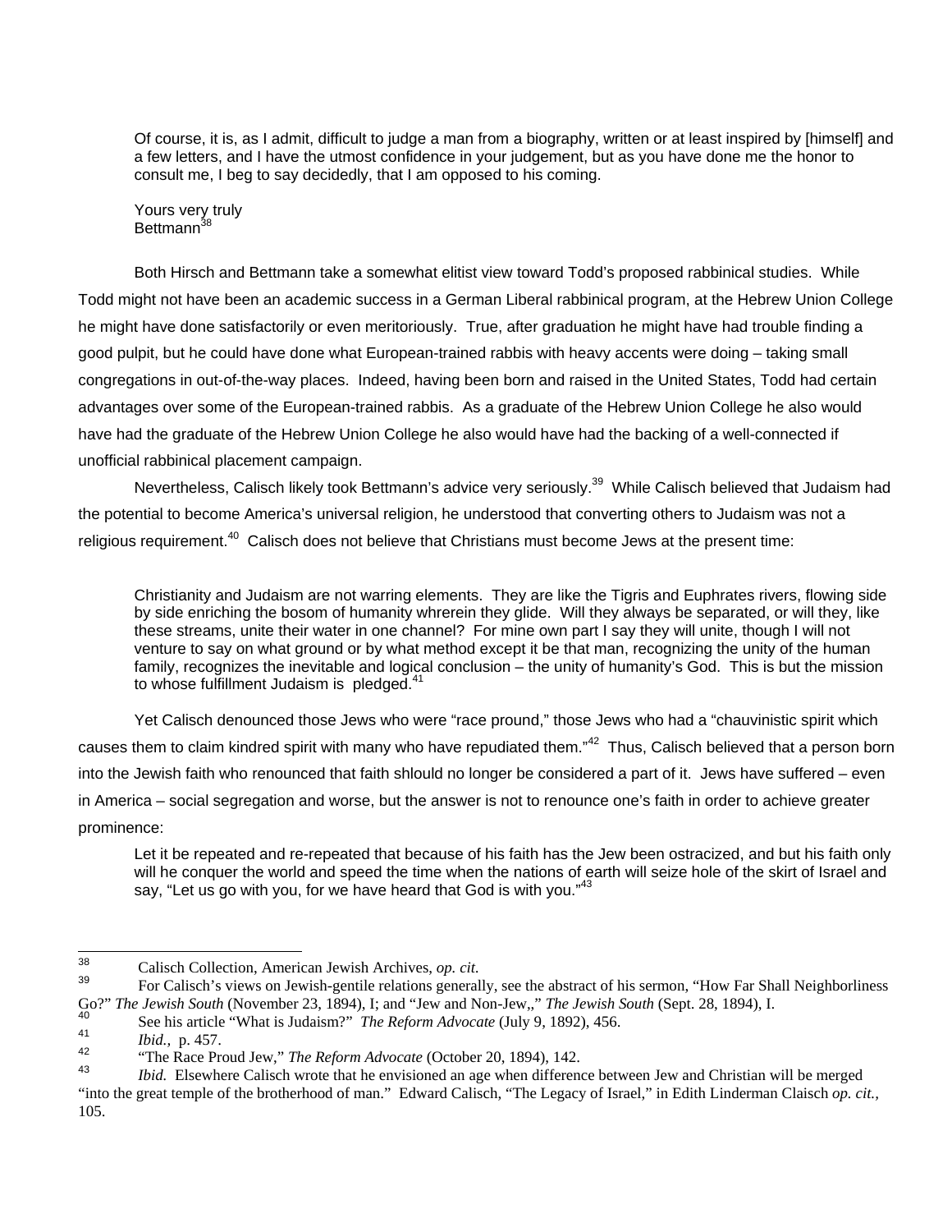> Of course, it is, as I admit, difficult to judge a man from a biography, written or at least inspired by [himself] and a few letters, and I have the utmost confidence in your judgement, but as you have done me the honor to consult me, I beg to say decidedly, that I am opposed to his coming.
>
> Yours very truly
> Bettmann[38]

Both Hirsch and Bettmann take a somewhat elitist view toward Todd's proposed rabbinical studies. While Todd might not have been an academic success in a German Liberal rabbinical program, at the Hebrew Union College he might have done satisfactorily or even meritoriously. True, after graduation he might have had trouble finding a good pulpit, but he could have done what European-trained rabbis with heavy accents were doing – taking small congregations in out-of-the-way places. Indeed, having been born and raised in the United States, Todd had certain advantages over some of the European-trained rabbis. As a graduate of the Hebrew Union College he also would have had the graduate of the Hebrew Union College he also would have had the backing of a well-connected if unofficial rabbinical placement campaign.

Nevertheless, Calisch likely took Bettmann's advice very seriously.[39] While Calisch believed that Judaism had the potential to become America's universal religion, he understood that converting others to Judaism was not a religious requirement.[40] Calisch does not believe that Christians must become Jews at the present time:

> Christianity and Judaism are not warring elements. They are like the Tigris and Euphrates rivers, flowing side by side enriching the bosom of humanity whrerein they glide. Will they always be separated, or will they, like these streams, unite their water in one channel? For mine own part I say they will unite, though I will not venture to say on what ground or by what method except it be that man, recognizing the unity of the human family, recognizes the inevitable and logical conclusion – the unity of humanity's God. This is but the mission to whose fulfillment Judaism is pledged.[41]

Yet Calisch denounced those Jews who were "race pround," those Jews who had a "chauvinistic spirit which causes them to claim kindred spirit with many who have repudiated them."[42] Thus, Calisch believed that a person born into the Jewish faith who renounced that faith shlould no longer be considered a part of it. Jews have suffered – even in America – social segregation and worse, but the answer is not to renounce one's faith in order to achieve greater prominence:

> Let it be repeated and re-repeated that because of his faith has the Jew been ostracized, and but his faith only will he conquer the world and speed the time when the nations of earth will seize hole of the skirt of Israel and say, "Let us go with you, for we have heard that God is with you."[43]

---

[38] Calisch Collection, American Jewish Archives, *op. cit.*

[39] For Calisch's views on Jewish-gentile relations generally, see the abstract of his sermon, "How Far Shall Neighborliness Go?" *The Jewish South* (November 23, 1894), I; and "Jew and Non-Jew,," *The Jewish South* (Sept. 28, 1894), I.

[40] See his article "What is Judaism?" *The Reform Advocate* (July 9, 1892), 456.

[41] *Ibid.,* p. 457.

[42] "The Race Proud Jew," *The Reform Advocate* (October 20, 1894), 142.

[43] *Ibid.* Elsewhere Calisch wrote that he envisioned an age when difference between Jew and Christian will be merged "into the great temple of the brotherhood of man." Edward Calisch, "The Legacy of Israel," in Edith Linderman Claisch *op. cit.,* 105.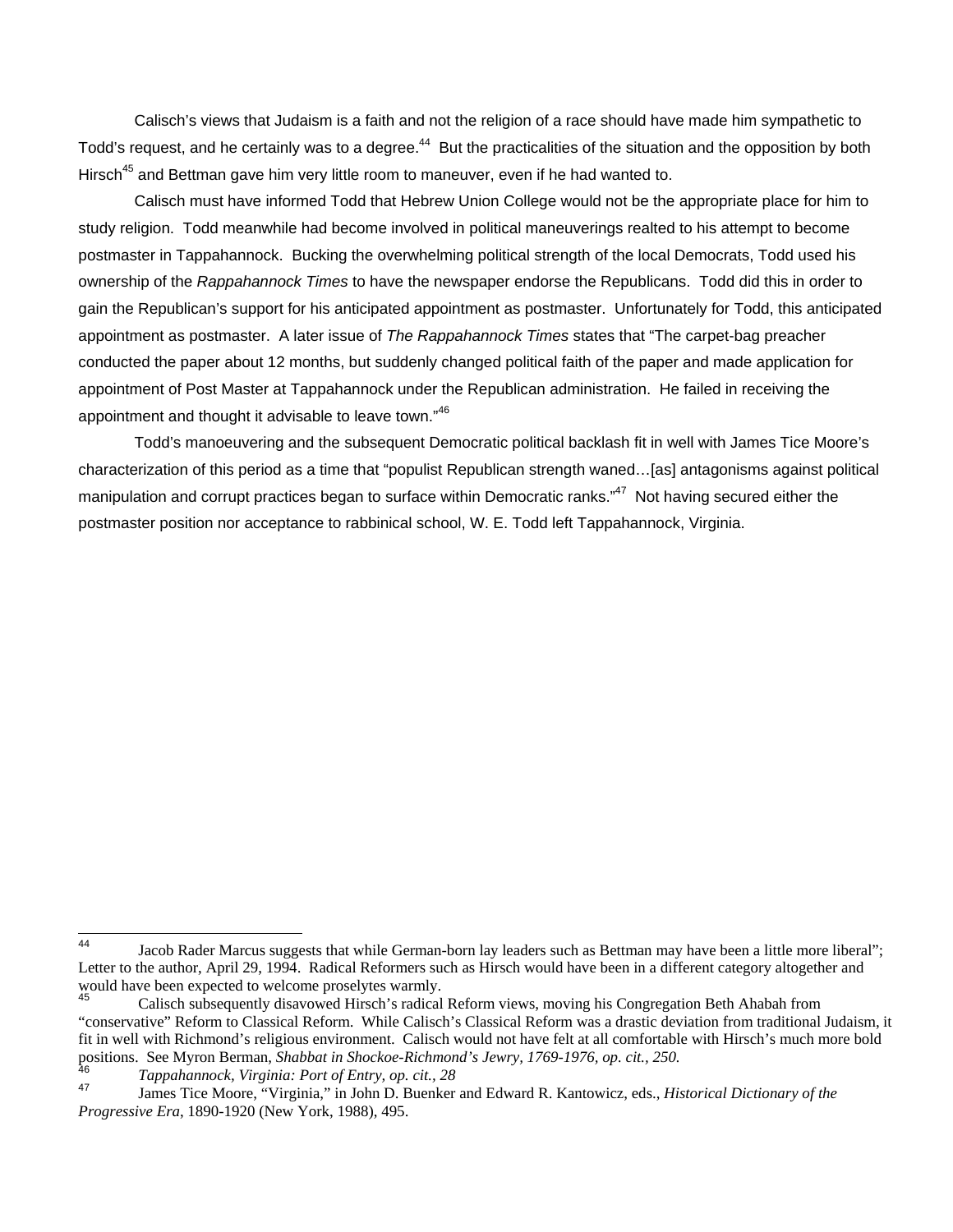Calisch's views that Judaism is a faith and not the religion of a race should have made him sympathetic to Todd's request, and he certainly was to a degree.[44] But the practicalities of the situation and the opposition by both Hirsch[45] and Bettman gave him very little room to maneuver, even if he had wanted to.

Calisch must have informed Todd that Hebrew Union College would not be the appropriate place for him to study religion. Todd meanwhile had become involved in political maneuverings realted to his attempt to become postmaster in Tappahannock. Bucking the overwhelming political strength of the local Democrats, Todd used his ownership of the *Rappahannock Times* to have the newspaper endorse the Republicans. Todd did this in order to gain the Republican's support for his anticipated appointment as postmaster. Unfortunately for Todd, this anticipated appointment as postmaster. A later issue of *The Rappahannock Times* states that "The carpet-bag preacher conducted the paper about 12 months, but suddenly changed political faith of the paper and made application for appointment of Post Master at Tappahannock under the Republican administration. He failed in receiving the appointment and thought it advisable to leave town."[46]

Todd's manoeuvering and the subsequent Democratic political backlash fit in well with James Tice Moore's characterization of this period as a time that "populist Republican strength waned…[as] antagonisms against political manipulation and corrupt practices began to surface within Democratic ranks."[47] Not having secured either the postmaster position nor acceptance to rabbinical school, W. E. Todd left Tappahannock, Virginia.

---

[44] Jacob Rader Marcus suggests that while German-born lay leaders such as Bettman may have been a little more liberal"; Letter to the author, April 29, 1994. Radical Reformers such as Hirsch would have been in a different category altogether and would have been expected to welcome proselytes warmly.

[45] Calisch subsequently disavowed Hirsch's radical Reform views, moving his Congregation Beth Ahabah from "conservative" Reform to Classical Reform. While Calisch's Classical Reform was a drastic deviation from traditional Judaism, it fit in well with Richmond's religious environment. Calisch would not have felt at all comfortable with Hirsch's much more bold positions. See Myron Berman, *Shabbat in Shockoe-Richmond's Jewry, 1769-1976, op. cit., 250.*

[46] *Tappahannock, Virginia: Port of Entry, op. cit., 28*

[47] James Tice Moore, "Virginia," in John D. Buenker and Edward R. Kantowicz, eds., *Historical Dictionary of the Progressive Era*, 1890-1920 (New York, 1988), 495.